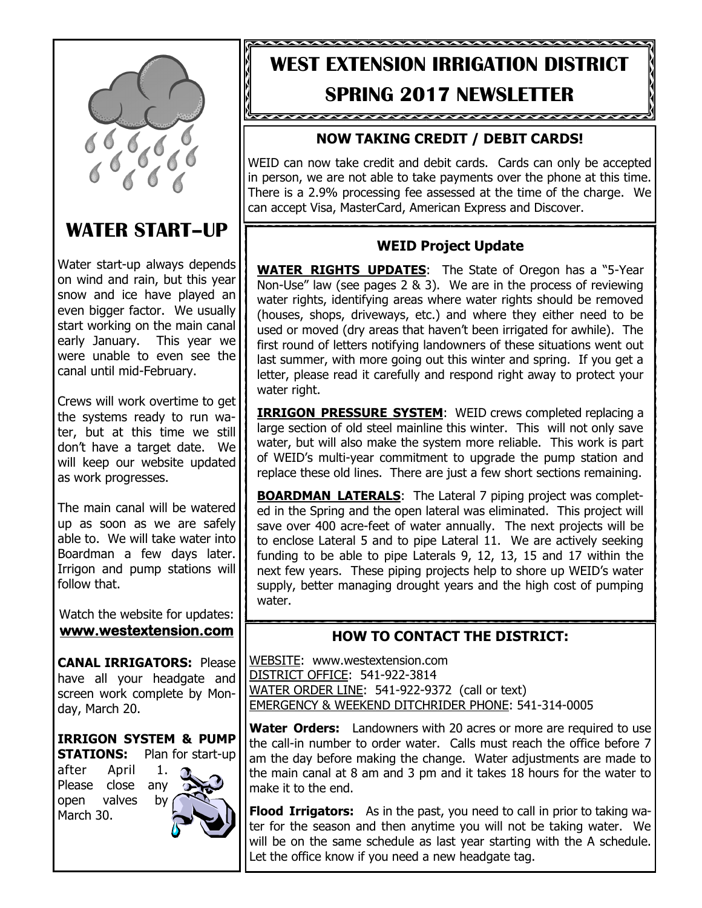# WEST EXTENSION IRRIGATION DISTRICT
# SPRING 2017 NEWSLETTER

## WATER START–UP

Water start-up always depends on wind and rain, but this year snow and ice have played an even bigger factor. We usually start working on the main canal early January. This year we were unable to even see the canal until mid-February.

Crews will work overtime to get the systems ready to run water, but at this time we still don't have a target date. We will keep our website updated as work progresses.

The main canal will be watered up as soon as we are safely able to. We will take water into Boardman a few days later. Irrigon and pump stations will follow that.

Watch the website for updates: **www.westextension.com**

**CANAL IRRIGATORS:** Please have all your headgate and screen work complete by Monday, March 20.

**IRRIGON SYSTEM & PUMP STATIONS:** Plan for start-up after April 1. Please close any open valves by March 30.

## NOW TAKING CREDIT / DEBIT CARDS!

WEID can now take credit and debit cards. Cards can only be accepted in person, we are not able to take payments over the phone at this time. There is a 2.9% processing fee assessed at the time of the charge. We can accept Visa, MasterCard, American Express and Discover.

## WEID Project Update

**WATER RIGHTS UPDATES**: The State of Oregon has a "5-Year Non-Use" law (see pages 2 & 3). We are in the process of reviewing water rights, identifying areas where water rights should be removed (houses, shops, driveways, etc.) and where they either need to be used or moved (dry areas that haven't been irrigated for awhile). The first round of letters notifying landowners of these situations went out last summer, with more going out this winter and spring. If you get a letter, please read it carefully and respond right away to protect your water right.

**IRRIGON PRESSURE SYSTEM**: WEID crews completed replacing a large section of old steel mainline this winter. This will not only save water, but will also make the system more reliable. This work is part of WEID's multi-year commitment to upgrade the pump station and replace these old lines. There are just a few short sections remaining.

**BOARDMAN LATERALS**: The Lateral 7 piping project was completed in the Spring and the open lateral was eliminated. This project will save over 400 acre-feet of water annually. The next projects will be to enclose Lateral 5 and to pipe Lateral 11. We are actively seeking funding to be able to pipe Laterals 9, 12, 13, 15 and 17 within the next few years. These piping projects help to shore up WEID's water supply, better managing drought years and the high cost of pumping water.

## HOW TO CONTACT THE DISTRICT:

WEBSITE: www.westextension.com
DISTRICT OFFICE: 541-922-3814
WATER ORDER LINE: 541-922-9372 (call or text)
EMERGENCY & WEEKEND DITCHRIDER PHONE: 541-314-0005

**Water Orders:** Landowners with 20 acres or more are required to use the call-in number to order water. Calls must reach the office before 7 am the day before making the change. Water adjustments are made to the main canal at 8 am and 3 pm and it takes 18 hours for the water to make it to the end.

**Flood Irrigators:** As in the past, you need to call in prior to taking water for the season and then anytime you will not be taking water. We will be on the same schedule as last year starting with the A schedule. Let the office know if you need a new headgate tag.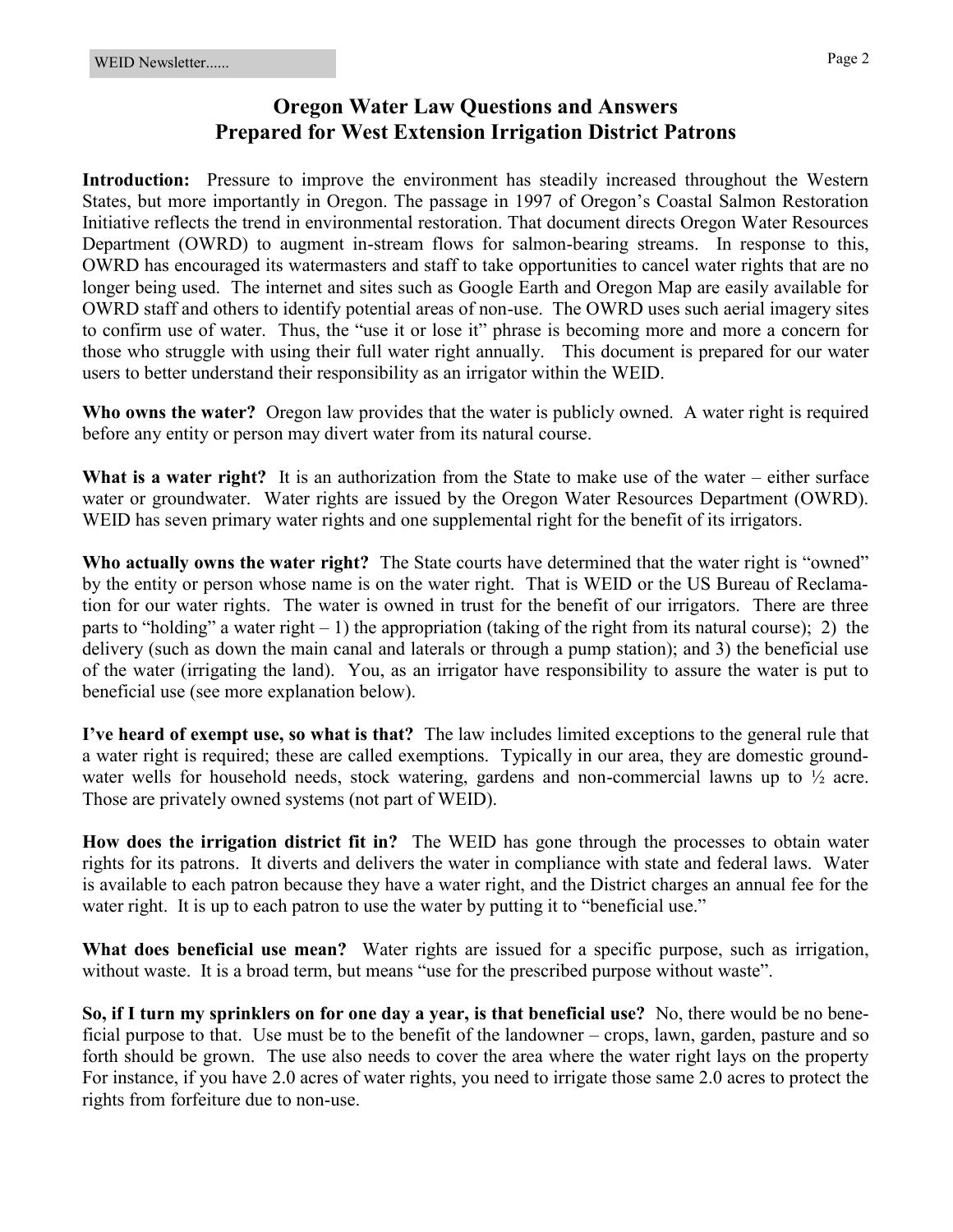# Oregon Water Law Questions and Answers
## Prepared for West Extension Irrigation District Patrons

**Introduction:** Pressure to improve the environment has steadily increased throughout the Western States, but more importantly in Oregon. The passage in 1997 of Oregon's Coastal Salmon Restoration Initiative reflects the trend in environmental restoration. That document directs Oregon Water Resources Department (OWRD) to augment in-stream flows for salmon-bearing streams. In response to this, OWRD has encouraged its watermasters and staff to take opportunities to cancel water rights that are no longer being used. The internet and sites such as Google Earth and Oregon Map are easily available for OWRD staff and others to identify potential areas of non-use. The OWRD uses such aerial imagery sites to confirm use of water. Thus, the "use it or lose it" phrase is becoming more and more a concern for those who struggle with using their full water right annually. This document is prepared for our water users to better understand their responsibility as an irrigator within the WEID.

**Who owns the water?** Oregon law provides that the water is publicly owned. A water right is required before any entity or person may divert water from its natural course.

**What is a water right?** It is an authorization from the State to make use of the water – either surface water or groundwater. Water rights are issued by the Oregon Water Resources Department (OWRD). WEID has seven primary water rights and one supplemental right for the benefit of its irrigators.

**Who actually owns the water right?** The State courts have determined that the water right is "owned" by the entity or person whose name is on the water right. That is WEID or the US Bureau of Reclamation for our water rights. The water is owned in trust for the benefit of our irrigators. There are three parts to "holding" a water right – 1) the appropriation (taking of the right from its natural course); 2) the delivery (such as down the main canal and laterals or through a pump station); and 3) the beneficial use of the water (irrigating the land). You, as an irrigator have responsibility to assure the water is put to beneficial use (see more explanation below).

**I've heard of exempt use, so what is that?** The law includes limited exceptions to the general rule that a water right is required; these are called exemptions. Typically in our area, they are domestic groundwater wells for household needs, stock watering, gardens and non-commercial lawns up to ½ acre. Those are privately owned systems (not part of WEID).

**How does the irrigation district fit in?** The WEID has gone through the processes to obtain water rights for its patrons. It diverts and delivers the water in compliance with state and federal laws. Water is available to each patron because they have a water right, and the District charges an annual fee for the water right. It is up to each patron to use the water by putting it to "beneficial use."

**What does beneficial use mean?** Water rights are issued for a specific purpose, such as irrigation, without waste. It is a broad term, but means "use for the prescribed purpose without waste".

**So, if I turn my sprinklers on for one day a year, is that beneficial use?** No, there would be no beneficial purpose to that. Use must be to the benefit of the landowner – crops, lawn, garden, pasture and so forth should be grown. The use also needs to cover the area where the water right lays on the property For instance, if you have 2.0 acres of water rights, you need to irrigate those same 2.0 acres to protect the rights from forfeiture due to non-use.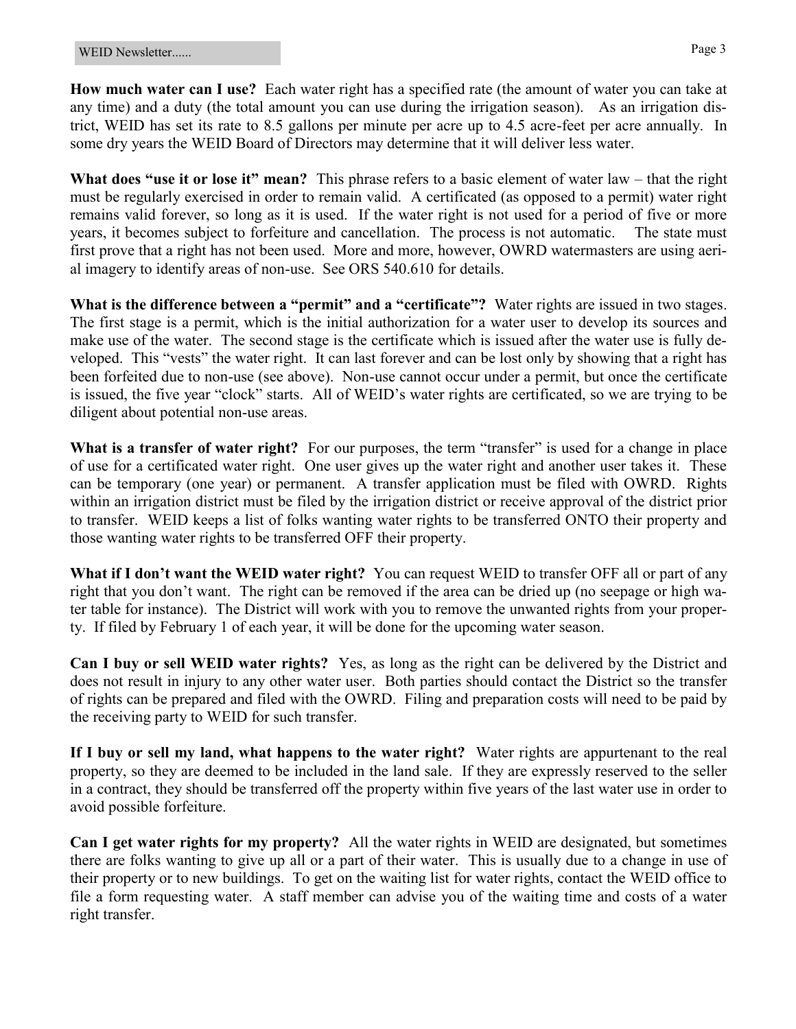**How much water can I use?** Each water right has a specified rate (the amount of water you can take at any time) and a duty (the total amount you can use during the irrigation season). As an irrigation district, WEID has set its rate to 8.5 gallons per minute per acre up to 4.5 acre-feet per acre annually. In some dry years the WEID Board of Directors may determine that it will deliver less water.

**What does "use it or lose it" mean?** This phrase refers to a basic element of water law – that the right must be regularly exercised in order to remain valid. A certificated (as opposed to a permit) water right remains valid forever, so long as it is used. If the water right is not used for a period of five or more years, it becomes subject to forfeiture and cancellation. The process is not automatic. The state must first prove that a right has not been used. More and more, however, OWRD watermasters are using aerial imagery to identify areas of non-use. See ORS 540.610 for details.

**What is the difference between a "permit" and a "certificate"?** Water rights are issued in two stages. The first stage is a permit, which is the initial authorization for a water user to develop its sources and make use of the water. The second stage is the certificate which is issued after the water use is fully developed. This "vests" the water right. It can last forever and can be lost only by showing that a right has been forfeited due to non-use (see above). Non-use cannot occur under a permit, but once the certificate is issued, the five year "clock" starts. All of WEID's water rights are certificated, so we are trying to be diligent about potential non-use areas.

**What is a transfer of water right?** For our purposes, the term "transfer" is used for a change in place of use for a certificated water right. One user gives up the water right and another user takes it. These can be temporary (one year) or permanent. A transfer application must be filed with OWRD. Rights within an irrigation district must be filed by the irrigation district or receive approval of the district prior to transfer. WEID keeps a list of folks wanting water rights to be transferred ONTO their property and those wanting water rights to be transferred OFF their property.

**What if I don't want the WEID water right?** You can request WEID to transfer OFF all or part of any right that you don't want. The right can be removed if the area can be dried up (no seepage or high water table for instance). The District will work with you to remove the unwanted rights from your property. If filed by February 1 of each year, it will be done for the upcoming water season.

**Can I buy or sell WEID water rights?** Yes, as long as the right can be delivered by the District and does not result in injury to any other water user. Both parties should contact the District so the transfer of rights can be prepared and filed with the OWRD. Filing and preparation costs will need to be paid by the receiving party to WEID for such transfer.

**If I buy or sell my land, what happens to the water right?** Water rights are appurtenant to the real property, so they are deemed to be included in the land sale. If they are expressly reserved to the seller in a contract, they should be transferred off the property within five years of the last water use in order to avoid possible forfeiture.

**Can I get water rights for my property?** All the water rights in WEID are designated, but sometimes there are folks wanting to give up all or a part of their water. This is usually due to a change in use of their property or to new buildings. To get on the waiting list for water rights, contact the WEID office to file a form requesting water. A staff member can advise you of the waiting time and costs of a water right transfer.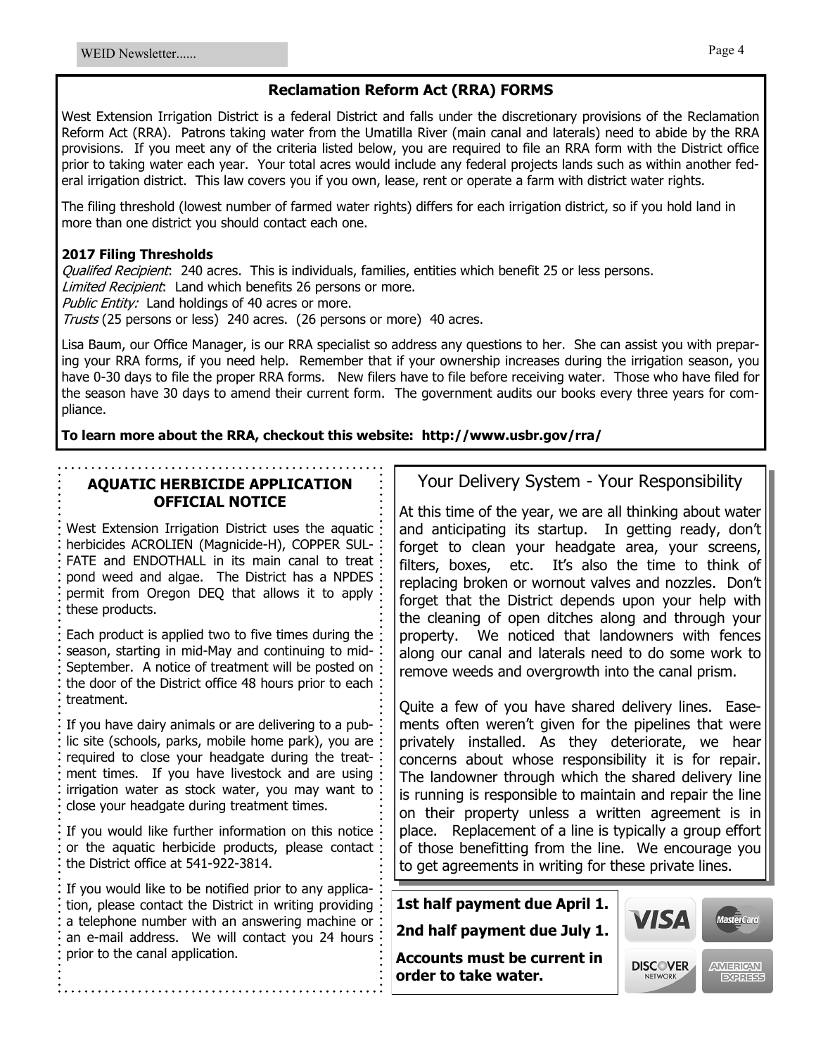## Reclamation Reform Act (RRA) FORMS

West Extension Irrigation District is a federal District and falls under the discretionary provisions of the Reclamation Reform Act (RRA). Patrons taking water from the Umatilla River (main canal and laterals) need to abide by the RRA provisions. If you meet any of the criteria listed below, you are required to file an RRA form with the District office prior to taking water each year. Your total acres would include any federal projects lands such as within another federal irrigation district. This law covers you if you own, lease, rent or operate a farm with district water rights.

The filing threshold (lowest number of farmed water rights) differs for each irrigation district, so if you hold land in more than one district you should contact each one.

**2017 Filing Thresholds**

*Qualifed Recipient*: 240 acres. This is individuals, families, entities which benefit 25 or less persons.
*Limited Recipient*: Land which benefits 26 persons or more.
*Public Entity:* Land holdings of 40 acres or more.
*Trusts* (25 persons or less) 240 acres. (26 persons or more) 40 acres.

Lisa Baum, our Office Manager, is our RRA specialist so address any questions to her. She can assist you with preparing your RRA forms, if you need help. Remember that if your ownership increases during the irrigation season, you have 0-30 days to file the proper RRA forms. New filers have to file before receiving water. Those who have filed for the season have 30 days to amend their current form. The government audits our books every three years for compliance.

**To learn more about the RRA, checkout this website: http://www.usbr.gov/rra/**

## AQUATIC HERBICIDE APPLICATION OFFICIAL NOTICE

West Extension Irrigation District uses the aquatic herbicides ACROLIEN (Magnicide-H), COPPER SULFATE and ENDOTHALL in its main canal to treat pond weed and algae. The District has a NPDES permit from Oregon DEQ that allows it to apply these products.

Each product is applied two to five times during the season, starting in mid-May and continuing to mid-September. A notice of treatment will be posted on the door of the District office 48 hours prior to each treatment.

If you have dairy animals or are delivering to a public site (schools, parks, mobile home park), you are required to close your headgate during the treatment times. If you have livestock and are using irrigation water as stock water, you may want to close your headgate during treatment times.

If you would like further information on this notice or the aquatic herbicide products, please contact the District office at 541-922-3814.

If you would like to be notified prior to any application, please contact the District in writing providing a telephone number with an answering machine or an e-mail address. We will contact you 24 hours prior to the canal application.

## Your Delivery System - Your Responsibility

At this time of the year, we are all thinking about water and anticipating its startup. In getting ready, don't forget to clean your headgate area, your screens, filters, boxes, etc. It's also the time to think of replacing broken or wornout valves and nozzles. Don't forget that the District depends upon your help with the cleaning of open ditches along and through your property. We noticed that landowners with fences along our canal and laterals need to do some work to remove weeds and overgrowth into the canal prism.

Quite a few of you have shared delivery lines. Easements often weren't given for the pipelines that were privately installed. As they deteriorate, we hear concerns about whose responsibility it is for repair. The landowner through which the shared delivery line is running is responsible to maintain and repair the line on their property unless a written agreement is in place. Replacement of a line is typically a group effort of those benefitting from the line. We encourage you to get agreements in writing for these private lines.

**1st half payment due April 1.**

**2nd half payment due July 1.**

**Accounts must be current in order to take water.**

VISA MasterCard DISCOVER NETWORK AMERICAN EXPRESS